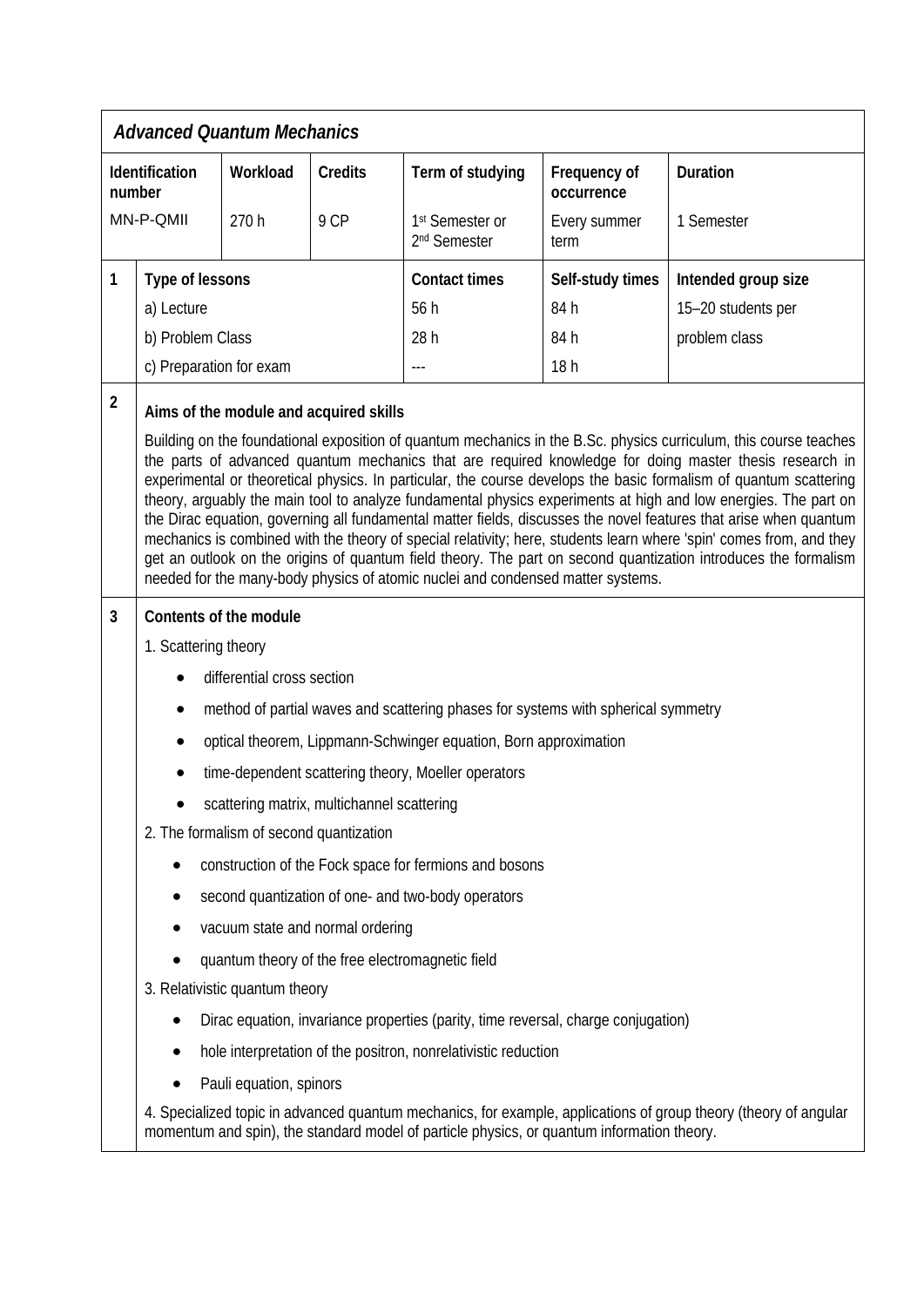## *Advanced Quantum Mechanics*

| Identification number | Workload | Credits | Term of studying | Frequency of occurrence | Duration |
|---|---|---|---|---|---|
| MN-P-QMII | 270 h | 9 CP | 1st Semester or 2nd Semester | Every summer term | 1 Semester |

**1**

| Type of lessons | Contact times | Self-study times | Intended group size |
|---|---|---|---|
| a) Lecture | 56 h | 84 h | 15–20 students per problem class |
| b) Problem Class | 28 h | 84 h | |
| c) Preparation for exam | --- | 18 h | |

**2**

**Aims of the module and acquired skills**

Building on the foundational exposition of quantum mechanics in the B.Sc. physics curriculum, this course teaches the parts of advanced quantum mechanics that are required knowledge for doing master thesis research in experimental or theoretical physics. In particular, the course develops the basic formalism of quantum scattering theory, arguably the main tool to analyze fundamental physics experiments at high and low energies. The part on the Dirac equation, governing all fundamental matter fields, discusses the novel features that arise when quantum mechanics is combined with the theory of special relativity; here, students learn where 'spin' comes from, and they get an outlook on the origins of quantum field theory. The part on second quantization introduces the formalism needed for the many-body physics of atomic nuclei and condensed matter systems.

**3**

**Contents of the module**

1. Scattering theory
   - differential cross section
   - method of partial waves and scattering phases for systems with spherical symmetry
   - optical theorem, Lippmann-Schwinger equation, Born approximation
   - time-dependent scattering theory, Moeller operators
   - scattering matrix, multichannel scattering
2. The formalism of second quantization
   - construction of the Fock space for fermions and bosons
   - second quantization of one- and two-body operators
   - vacuum state and normal ordering
   - quantum theory of the free electromagnetic field
3. Relativistic quantum theory
   - Dirac equation, invariance properties (parity, time reversal, charge conjugation)
   - hole interpretation of the positron, nonrelativistic reduction
   - Pauli equation, spinors
4. Specialized topic in advanced quantum mechanics, for example, applications of group theory (theory of angular momentum and spin), the standard model of particle physics, or quantum information theory.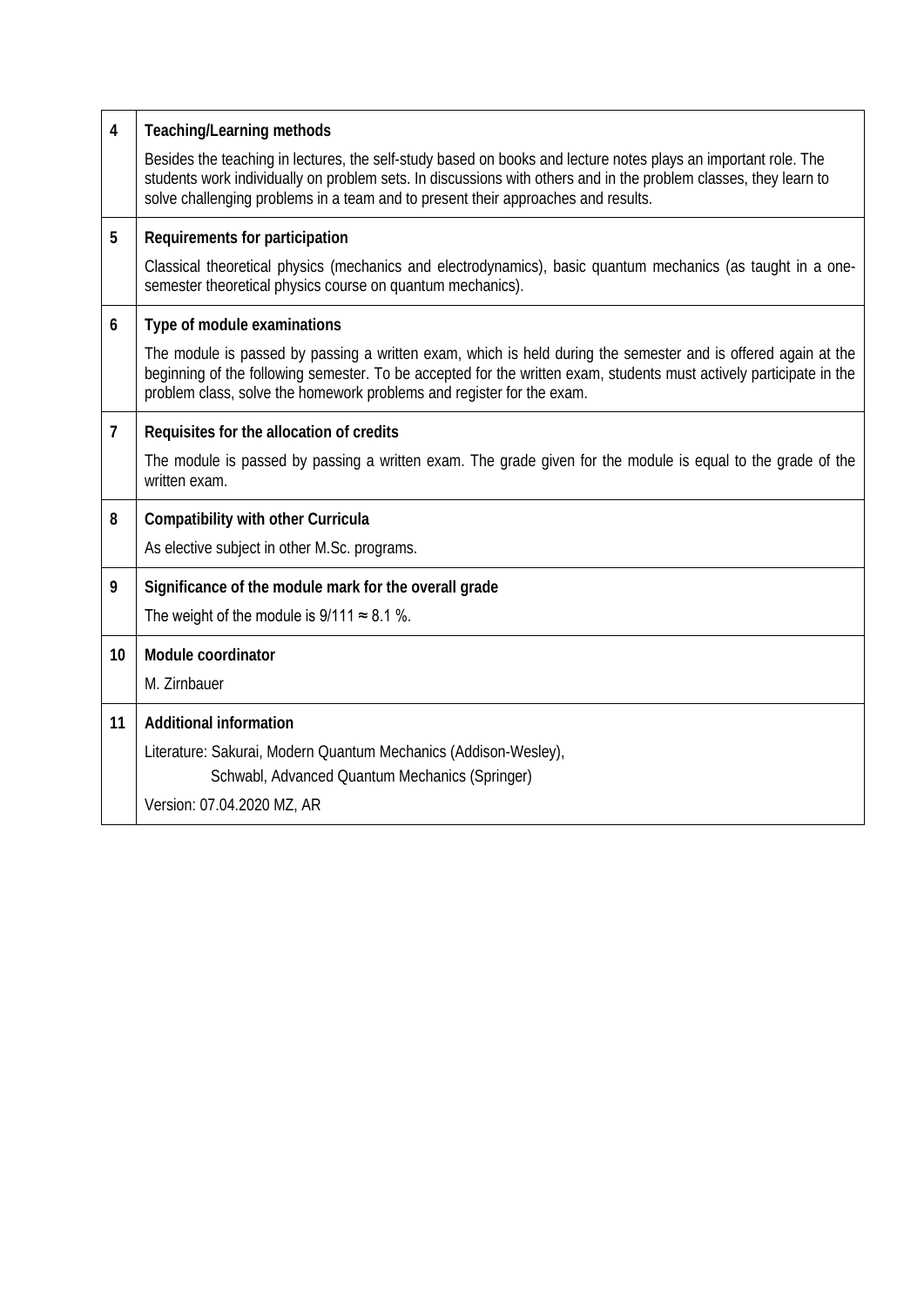| | |
|---|---|
| 4 | **Teaching/Learning methods**<br><br>Besides the teaching in lectures, the self-study based on books and lecture notes plays an important role. The students work individually on problem sets. In discussions with others and in the problem classes, they learn to solve challenging problems in a team and to present their approaches and results. |
| 5 | **Requirements for participation**<br><br>Classical theoretical physics (mechanics and electrodynamics), basic quantum mechanics (as taught in a one-semester theoretical physics course on quantum mechanics). |
| 6 | **Type of module examinations**<br><br>The module is passed by passing a written exam, which is held during the semester and is offered again at the beginning of the following semester. To be accepted for the written exam, students must actively participate in the problem class, solve the homework problems and register for the exam. |
| 7 | **Requisites for the allocation of credits**<br><br>The module is passed by passing a written exam. The grade given for the module is equal to the grade of the written exam. |
| 8 | **Compatibility with other Curricula**<br><br>As elective subject in other M.Sc. programs. |
| 9 | **Significance of the module mark for the overall grade**<br><br>The weight of the module is $9/111 \approx 8.1$ %. |
| 10 | **Module coordinator**<br><br>M. Zirnbauer |
| 11 | **Additional information**<br><br>Literature: Sakurai, Modern Quantum Mechanics (Addison-Wesley),<br>Schwabl, Advanced Quantum Mechanics (Springer)<br><br>Version: 07.04.2020 MZ, AR |